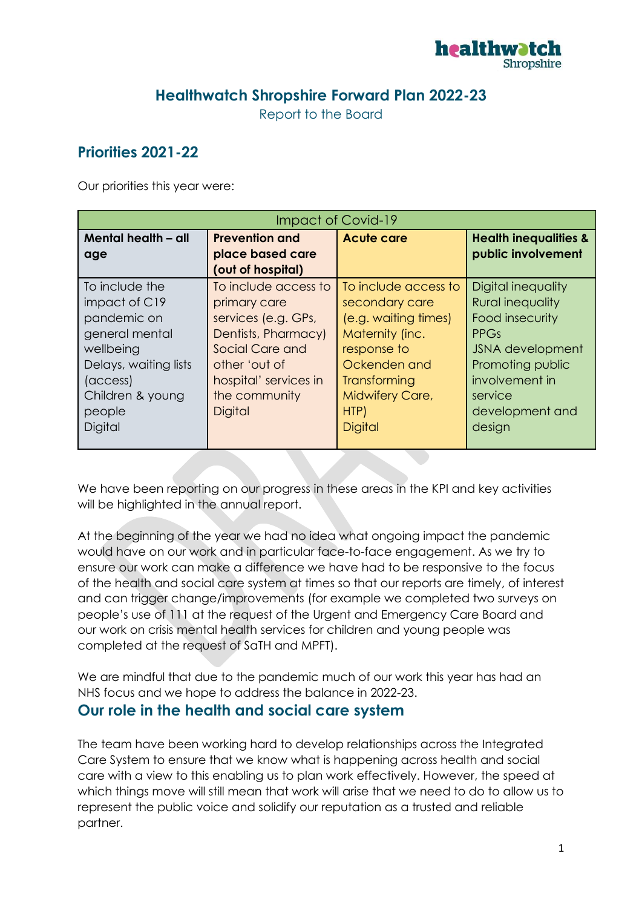# Healthwatch Shropshire Forward Plan 2022-23

Report to the Board

## Priorities 2021-22

Our priorities this year were:

| Impact of Covid-19 | | | |
|---|---|---|---|
| **Mental health – all age** | **Prevention and place based care (out of hospital)** | **Acute care** | **Health inequalities & public involvement** |
| To include the impact of C19 pandemic on general mental wellbeing<br>Delays, waiting lists (access)<br>Children & young people<br>Digital | To include access to primary care services (e.g. GPs, Dentists, Pharmacy)<br>Social Care and other 'out of hospital' services in the community<br>Digital | To include access to secondary care (e.g. waiting times)<br>Maternity (inc. response to Ockenden and Transforming Midwifery Care, HTP)<br>Digital | Digital inequality<br>Rural inequality<br>Food insecurity<br>PPGs<br>JSNA development<br>Promoting public involvement in service development and design |

We have been reporting on our progress in these areas in the KPI and key activities will be highlighted in the annual report.

At the beginning of the year we had no idea what ongoing impact the pandemic would have on our work and in particular face-to-face engagement. As we try to ensure our work can make a difference we have had to be responsive to the focus of the health and social care system at times so that our reports are timely, of interest and can trigger change/improvements (for example we completed two surveys on people's use of 111 at the request of the Urgent and Emergency Care Board and our work on crisis mental health services for children and young people was completed at the request of SaTH and MPFT).

We are mindful that due to the pandemic much of our work this year has had an NHS focus and we hope to address the balance in 2022-23.

## Our role in the health and social care system

The team have been working hard to develop relationships across the Integrated Care System to ensure that we know what is happening across health and social care with a view to this enabling us to plan work effectively. However, the speed at which things move will still mean that work will arise that we need to do to allow us to represent the public voice and solidify our reputation as a trusted and reliable partner.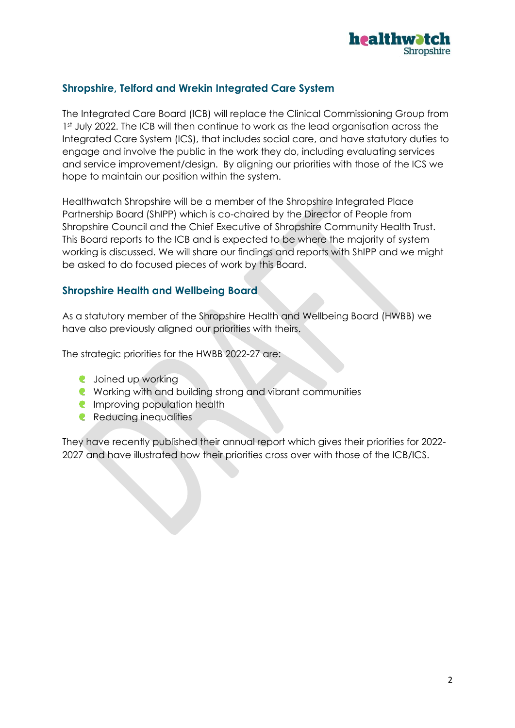## Shropshire, Telford and Wrekin Integrated Care System

The Integrated Care Board (ICB) will replace the Clinical Commissioning Group from 1st July 2022. The ICB will then continue to work as the lead organisation across the Integrated Care System (ICS), that includes social care, and have statutory duties to engage and involve the public in the work they do, including evaluating services and service improvement/design. By aligning our priorities with those of the ICS we hope to maintain our position within the system.

Healthwatch Shropshire will be a member of the Shropshire Integrated Place Partnership Board (ShIPP) which is co-chaired by the Director of People from Shropshire Council and the Chief Executive of Shropshire Community Health Trust. This Board reports to the ICB and is expected to be where the majority of system working is discussed. We will share our findings and reports with ShIPP and we might be asked to do focused pieces of work by this Board.

## Shropshire Health and Wellbeing Board

As a statutory member of the Shropshire Health and Wellbeing Board (HWBB) we have also previously aligned our priorities with theirs.

The strategic priorities for the HWBB 2022-27 are:

- Joined up working
- Working with and building strong and vibrant communities
- Improving population health
- Reducing inequalities

They have recently published their annual report which gives their priorities for 2022-2027 and have illustrated how their priorities cross over with those of the ICB/ICS.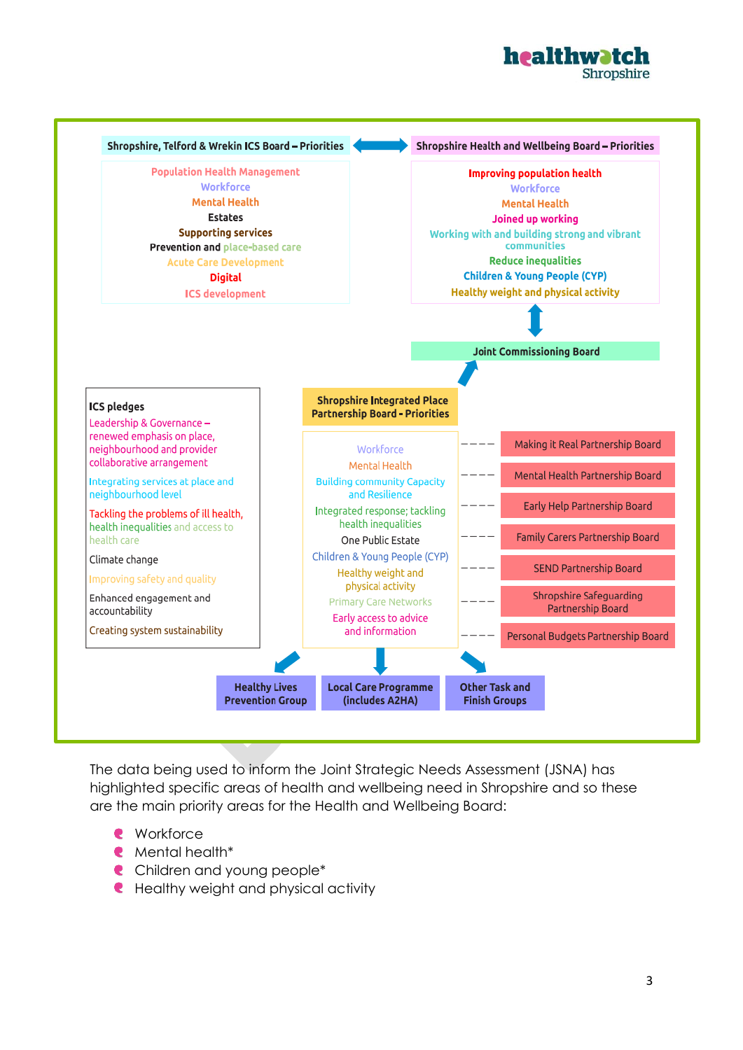**Shropshire, Telford & Wrekin ICS Board – Priorities**

- Population Health Management
- Workforce
- Mental Health
- Estates
- Supporting services
- Prevention and place-based care
- Acute Care Development
- Digital
- ICS development

**Shropshire Health and Wellbeing Board – Priorities**

- Improving population health
- Workforce
- Mental Health
- Joined up working
- Working with and building strong and vibrant communities
- Reduce inequalities
- Children & Young People (CYP)
- Healthy weight and physical activity

**Joint Commissioning Board**

**ICS pledges**

- Leadership & Governance – renewed emphasis on place, neighbourhood and provider collaborative arrangement
- Integrating services at place and neighbourhood level
- Tackling the problems of ill health, health inequalities and access to health care
- Climate change
- Improving safety and quality
- Enhanced engagement and accountability
- Creating system sustainability

**Shropshire Integrated Place Partnership Board - Priorities**

- Workforce
- Mental Health
- Building community Capacity and Resilience
- Integrated response; tackling health inequalities
- One Public Estate
- Children & Young People (CYP)
- Healthy weight and physical activity
- Primary Care Networks
- Early access to advice and information

- Making it Real Partnership Board
- Mental Health Partnership Board
- Early Help Partnership Board
- Family Carers Partnership Board
- SEND Partnership Board
- Shropshire Safeguarding Partnership Board
- Personal Budgets Partnership Board

- Healthy Lives Prevention Group
- Local Care Programme (includes A2HA)
- Other Task and Finish Groups

The data being used to inform the Joint Strategic Needs Assessment (JSNA) has highlighted specific areas of health and wellbeing need in Shropshire and so these are the main priority areas for the Health and Wellbeing Board:

- Workforce
- Mental health*
- Children and young people*
- Healthy weight and physical activity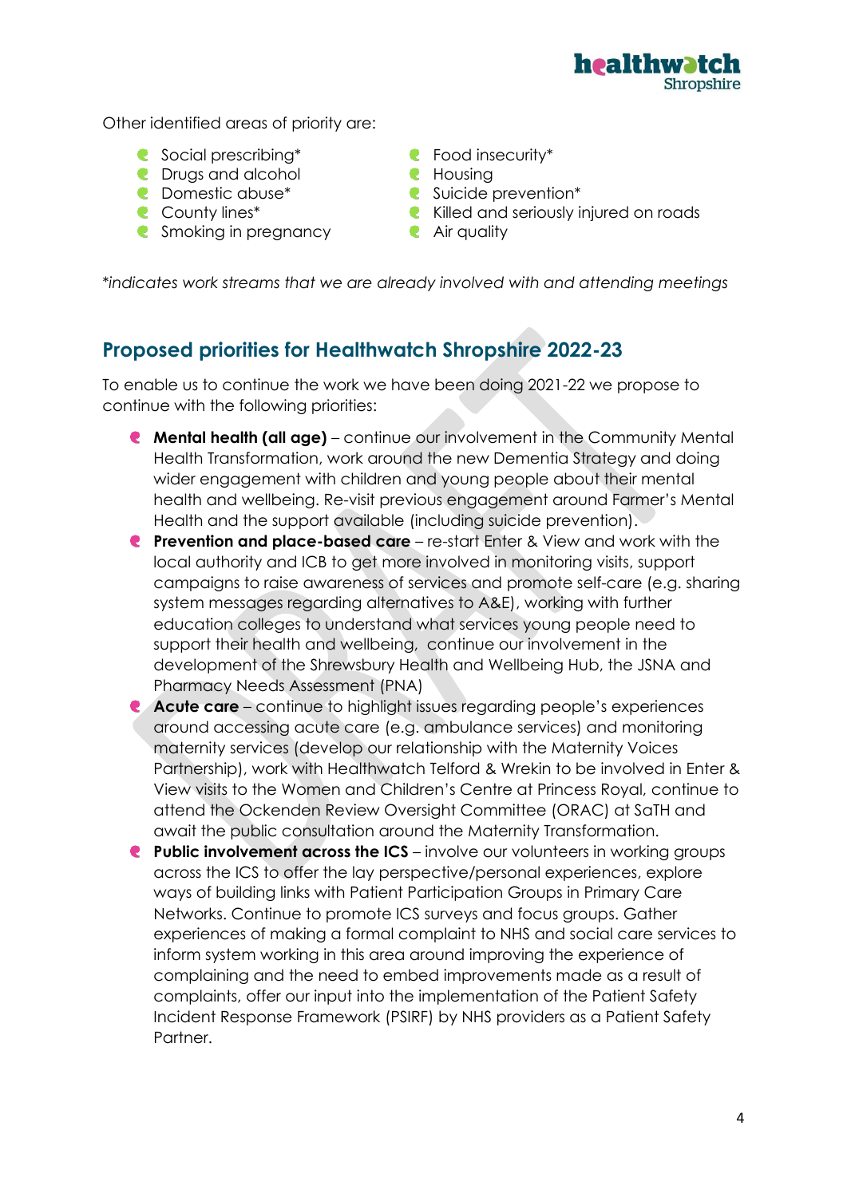Other identified areas of priority are:

- Social prescribing*
- Drugs and alcohol
- Domestic abuse*
- County lines*
- Smoking in pregnancy
- Food insecurity*
- Housing
- Suicide prevention*
- Killed and seriously injured on roads
- Air quality

*indicates work streams that we are already involved with and attending meetings*

## Proposed priorities for Healthwatch Shropshire 2022-23

To enable us to continue the work we have been doing 2021-22 we propose to continue with the following priorities:

- **Mental health (all age)** – continue our involvement in the Community Mental Health Transformation, work around the new Dementia Strategy and doing wider engagement with children and young people about their mental health and wellbeing. Re-visit previous engagement around Farmer's Mental Health and the support available (including suicide prevention).
- **Prevention and place-based care** – re-start Enter & View and work with the local authority and ICB to get more involved in monitoring visits, support campaigns to raise awareness of services and promote self-care (e.g. sharing system messages regarding alternatives to A&E), working with further education colleges to understand what services young people need to support their health and wellbeing, continue our involvement in the development of the Shrewsbury Health and Wellbeing Hub, the JSNA and Pharmacy Needs Assessment (PNA)
- **Acute care** – continue to highlight issues regarding people's experiences around accessing acute care (e.g. ambulance services) and monitoring maternity services (develop our relationship with the Maternity Voices Partnership), work with Healthwatch Telford & Wrekin to be involved in Enter & View visits to the Women and Children's Centre at Princess Royal, continue to attend the Ockenden Review Oversight Committee (ORAC) at SaTH and await the public consultation around the Maternity Transformation.
- **Public involvement across the ICS** – involve our volunteers in working groups across the ICS to offer the lay perspective/personal experiences, explore ways of building links with Patient Participation Groups in Primary Care Networks. Continue to promote ICS surveys and focus groups. Gather experiences of making a formal complaint to NHS and social care services to inform system working in this area around improving the experience of complaining and the need to embed improvements made as a result of complaints, offer our input into the implementation of the Patient Safety Incident Response Framework (PSIRF) by NHS providers as a Patient Safety Partner.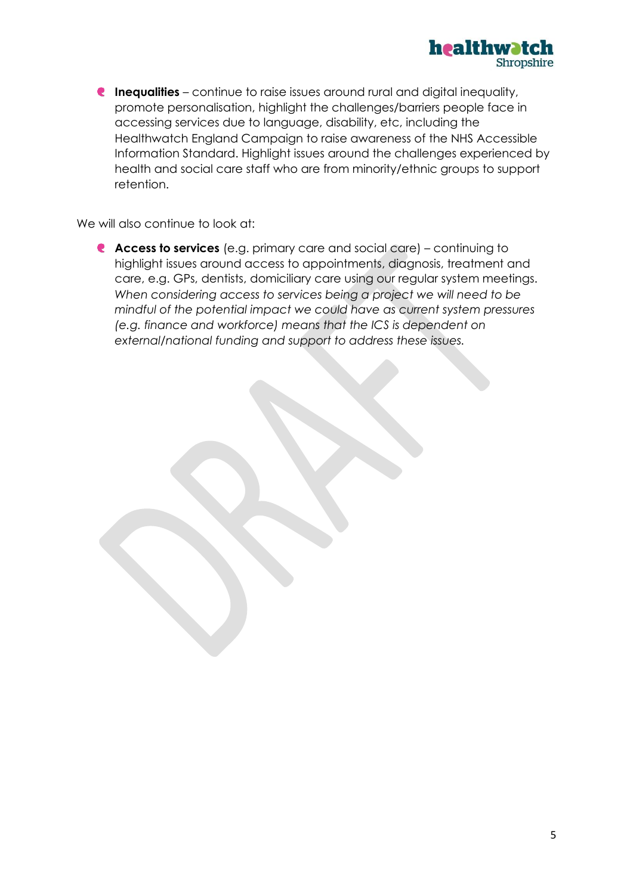- **Inequalities** – continue to raise issues around rural and digital inequality, promote personalisation, highlight the challenges/barriers people face in accessing services due to language, disability, etc, including the Healthwatch England Campaign to raise awareness of the NHS Accessible Information Standard. Highlight issues around the challenges experienced by health and social care staff who are from minority/ethnic groups to support retention.

We will also continue to look at:

- **Access to services** (e.g. primary care and social care) – continuing to highlight issues around access to appointments, diagnosis, treatment and care, e.g. GPs, dentists, domiciliary care using our regular system meetings. *When considering access to services being a project we will need to be mindful of the potential impact we could have as current system pressures (e.g. finance and workforce) means that the ICS is dependent on external/national funding and support to address these issues.*